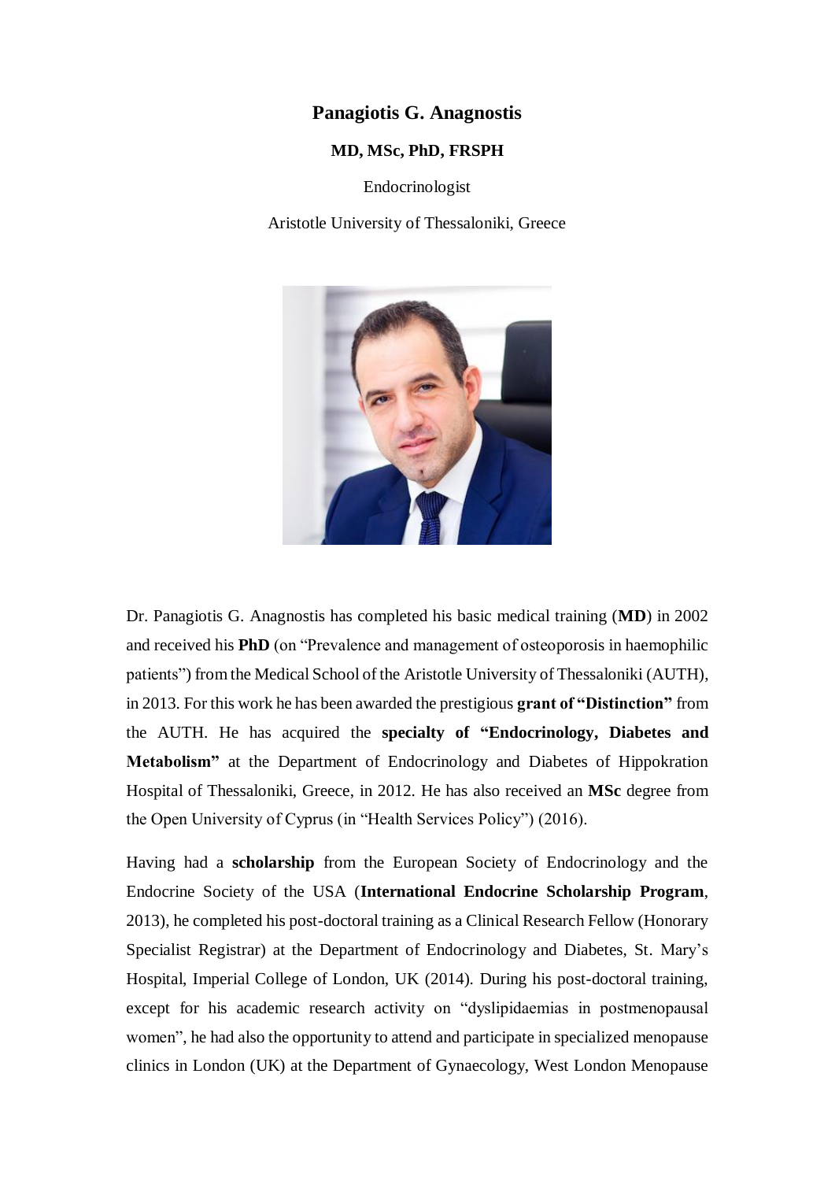# Panagiotis G. Anagnostis

**MD, MSc, PhD, FRSPH**

Endocrinologist

Aristotle University of Thessaloniki, Greece

Dr. Panagiotis G. Anagnostis has completed his basic medical training (**MD**) in 2002 and received his **PhD** (on "Prevalence and management of osteoporosis in haemophilic patients") from the Medical School of the Aristotle University of Thessaloniki (AUTH), in 2013. For this work he has been awarded the prestigious **grant of "Distinction"** from the AUTH. He has acquired the **specialty of "Endocrinology, Diabetes and Metabolism"** at the Department of Endocrinology and Diabetes of Hippokration Hospital of Thessaloniki, Greece, in 2012. He has also received an **MSc** degree from the Open University of Cyprus (in "Health Services Policy") (2016).

Having had a **scholarship** from the European Society of Endocrinology and the Endocrine Society of the USA (**International Endocrine Scholarship Program**, 2013), he completed his post-doctoral training as a Clinical Research Fellow (Honorary Specialist Registrar) at the Department of Endocrinology and Diabetes, St. Mary's Hospital, Imperial College of London, UK (2014). During his post-doctoral training, except for his academic research activity on "dyslipidaemias in postmenopausal women", he had also the opportunity to attend and participate in specialized menopause clinics in London (UK) at the Department of Gynaecology, West London Menopause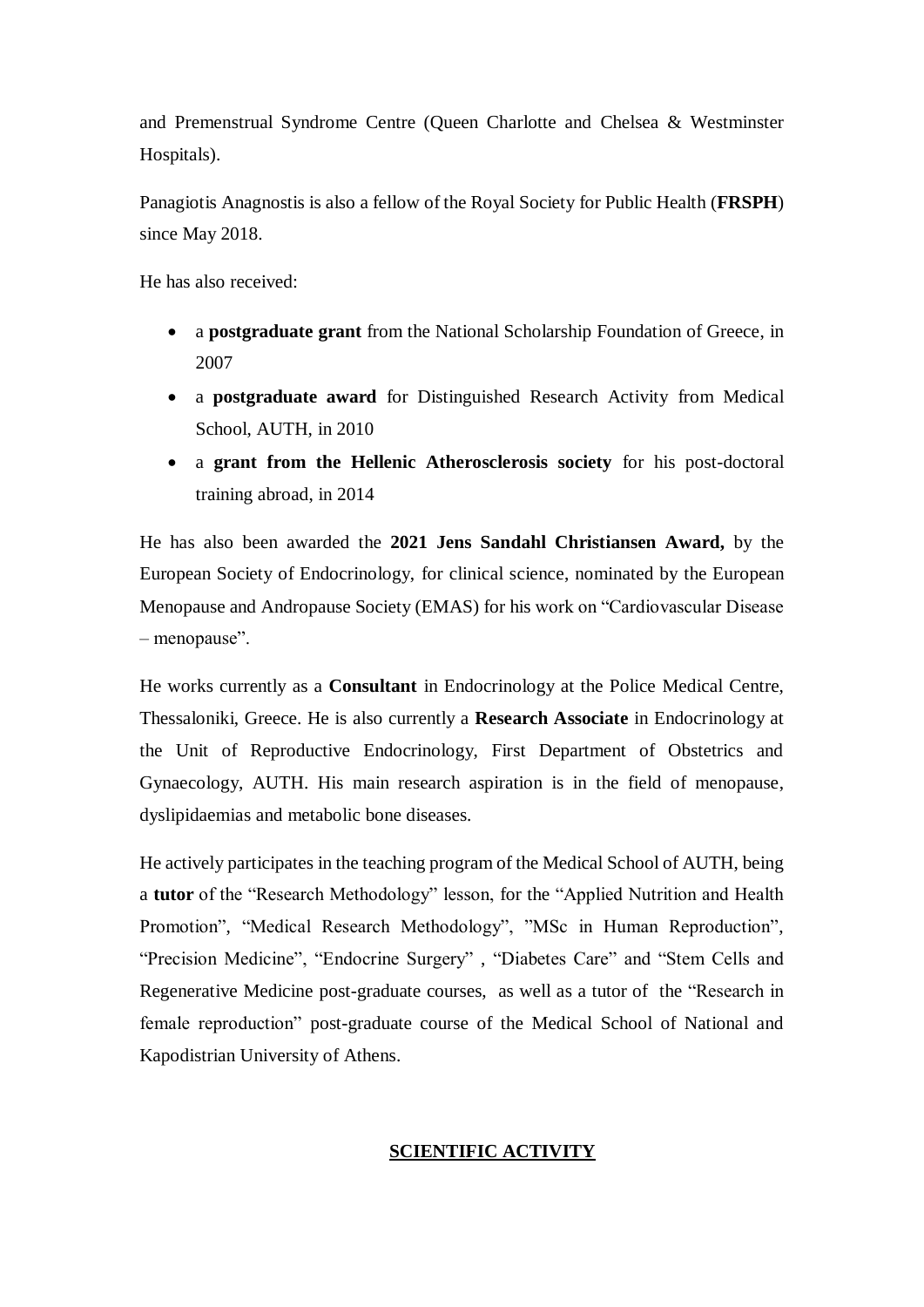and Premenstrual Syndrome Centre (Queen Charlotte and Chelsea & Westminster Hospitals).

Panagiotis Anagnostis is also a fellow of the Royal Society for Public Health (**FRSPH**) since May 2018.

He has also received:

- a **postgraduate grant** from the National Scholarship Foundation of Greece, in 2007
- a **postgraduate award** for Distinguished Research Activity from Medical School, AUTH, in 2010
- a **grant from the Hellenic Atherosclerosis society** for his post-doctoral training abroad, in 2014

He has also been awarded the **2021 Jens Sandahl Christiansen Award,** by the European Society of Endocrinology, for clinical science, nominated by the European Menopause and Andropause Society (EMAS) for his work on "Cardiovascular Disease – menopause".

He works currently as a **Consultant** in Endocrinology at the Police Medical Centre, Thessaloniki, Greece. He is also currently a **Research Associate** in Endocrinology at the Unit of Reproductive Endocrinology, First Department of Obstetrics and Gynaecology, AUTH. His main research aspiration is in the field of menopause, dyslipidaemias and metabolic bone diseases.

He actively participates in the teaching program of the Medical School of AUTH, being a **tutor** of the "Research Methodology" lesson, for the "Applied Nutrition and Health Promotion", "Medical Research Methodology", "MSc in Human Reproduction", "Precision Medicine", "Endocrine Surgery" , "Diabetes Care" and "Stem Cells and Regenerative Medicine post-graduate courses, as well as a tutor of the "Research in female reproduction" post-graduate course of the Medical School of National and Kapodistrian University of Athens.

## SCIENTIFIC ACTIVITY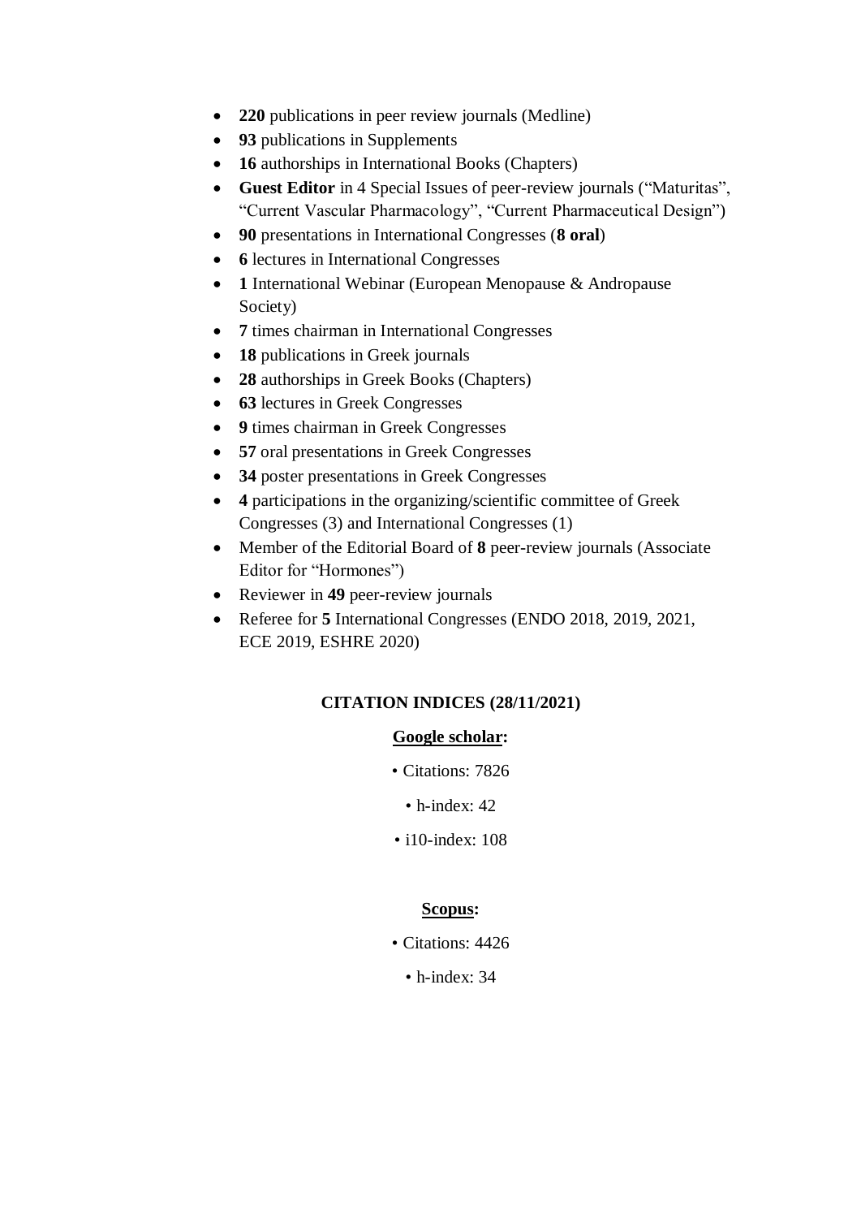- **220** publications in peer review journals (Medline)
- **93** publications in Supplements
- **16** authorships in International Books (Chapters)
- **Guest Editor** in 4 Special Issues of peer-review journals ("Maturitas", "Current Vascular Pharmacology", "Current Pharmaceutical Design")
- **90** presentations in International Congresses (**8 oral**)
- **6** lectures in International Congresses
- **1** International Webinar (European Menopause & Andropause Society)
- **7** times chairman in International Congresses
- **18** publications in Greek journals
- **28** authorships in Greek Books (Chapters)
- **63** lectures in Greek Congresses
- **9** times chairman in Greek Congresses
- **57** oral presentations in Greek Congresses
- **34** poster presentations in Greek Congresses
- **4** participations in the organizing/scientific committee of Greek Congresses (3) and International Congresses (1)
- Member of the Editorial Board of **8** peer-review journals (Associate Editor for "Hormones")
- Reviewer in **49** peer-review journals
- Referee for **5** International Congresses (ENDO 2018, 2019, 2021, ECE 2019, ESHRE 2020)

**CITATION INDICES (28/11/2021)**

**Google scholar:**

• Citations: 7826

• h-index: 42

• i10-index: 108

**Scopus:**

• Citations: 4426

• h-index: 34